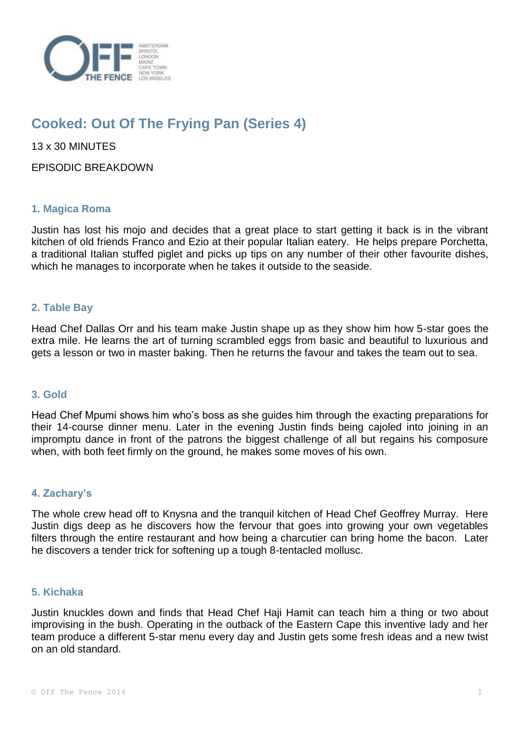# Cooked: Out Of The Frying Pan (Series 4)

13 x 30 MINUTES

EPISODIC BREAKDOWN

### 1. Magica Roma

Justin has lost his mojo and decides that a great place to start getting it back is in the vibrant kitchen of old friends Franco and Ezio at their popular Italian eatery. He helps prepare Porchetta, a traditional Italian stuffed piglet and picks up tips on any number of their other favourite dishes, which he manages to incorporate when he takes it outside to the seaside.

### 2. Table Bay

Head Chef Dallas Orr and his team make Justin shape up as they show him how 5-star goes the extra mile. He learns the art of turning scrambled eggs from basic and beautiful to luxurious and gets a lesson or two in master baking. Then he returns the favour and takes the team out to sea.

### 3. Gold

Head Chef Mpumi shows him who's boss as she guides him through the exacting preparations for their 14-course dinner menu. Later in the evening Justin finds being cajoled into joining in an impromptu dance in front of the patrons the biggest challenge of all but regains his composure when, with both feet firmly on the ground, he makes some moves of his own.

### 4. Zachary's

The whole crew head off to Knysna and the tranquil kitchen of Head Chef Geoffrey Murray. Here Justin digs deep as he discovers how the fervour that goes into growing your own vegetables filters through the entire restaurant and how being a charcutier can bring home the bacon. Later he discovers a tender trick for softening up a tough 8-tentacled mollusc.

### 5. Kichaka

Justin knuckles down and finds that Head Chef Haji Hamit can teach him a thing or two about improvising in the bush. Operating in the outback of the Eastern Cape this inventive lady and her team produce a different 5-star menu every day and Justin gets some fresh ideas and a new twist on an old standard.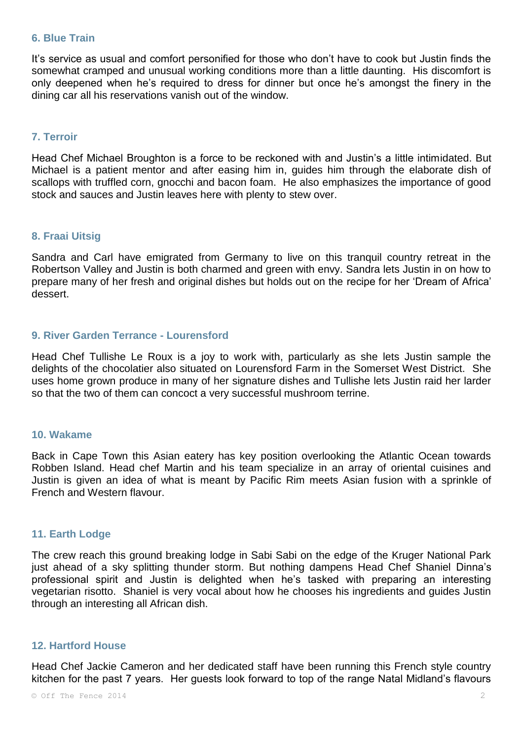### 6. Blue Train

It's service as usual and comfort personified for those who don't have to cook but Justin finds the somewhat cramped and unusual working conditions more than a little daunting. His discomfort is only deepened when he's required to dress for dinner but once he's amongst the finery in the dining car all his reservations vanish out of the window.

### 7. Terroir

Head Chef Michael Broughton is a force to be reckoned with and Justin's a little intimidated. But Michael is a patient mentor and after easing him in, guides him through the elaborate dish of scallops with truffled corn, gnocchi and bacon foam. He also emphasizes the importance of good stock and sauces and Justin leaves here with plenty to stew over.

### 8. Fraai Uitsig

Sandra and Carl have emigrated from Germany to live on this tranquil country retreat in the Robertson Valley and Justin is both charmed and green with envy. Sandra lets Justin in on how to prepare many of her fresh and original dishes but holds out on the recipe for her 'Dream of Africa' dessert.

### 9. River Garden Terrance - Lourensford

Head Chef Tullishe Le Roux is a joy to work with, particularly as she lets Justin sample the delights of the chocolatier also situated on Lourensford Farm in the Somerset West District. She uses home grown produce in many of her signature dishes and Tullishe lets Justin raid her larder so that the two of them can concoct a very successful mushroom terrine.

### 10. Wakame

Back in Cape Town this Asian eatery has key position overlooking the Atlantic Ocean towards Robben Island. Head chef Martin and his team specialize in an array of oriental cuisines and Justin is given an idea of what is meant by Pacific Rim meets Asian fusion with a sprinkle of French and Western flavour.

### 11. Earth Lodge

The crew reach this ground breaking lodge in Sabi Sabi on the edge of the Kruger National Park just ahead of a sky splitting thunder storm. But nothing dampens Head Chef Shaniel Dinna's professional spirit and Justin is delighted when he's tasked with preparing an interesting vegetarian risotto. Shaniel is very vocal about how he chooses his ingredients and guides Justin through an interesting all African dish.

### 12. Hartford House

Head Chef Jackie Cameron and her dedicated staff have been running this French style country kitchen for the past 7 years. Her guests look forward to top of the range Natal Midland's flavours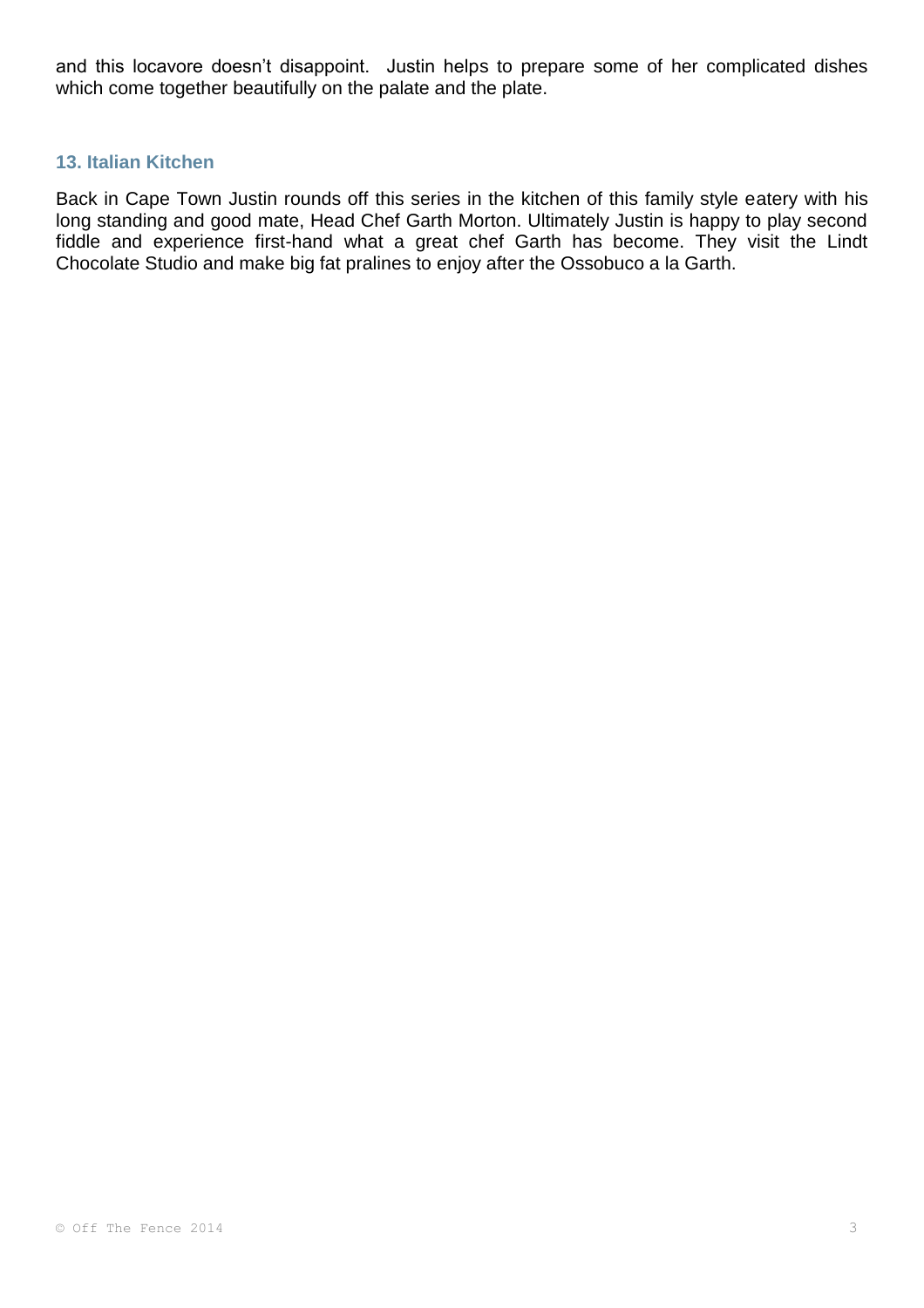and this locavore doesn't disappoint. Justin helps to prepare some of her complicated dishes which come together beautifully on the palate and the plate.

### 13. Italian Kitchen

Back in Cape Town Justin rounds off this series in the kitchen of this family style eatery with his long standing and good mate, Head Chef Garth Morton. Ultimately Justin is happy to play second fiddle and experience first-hand what a great chef Garth has become. They visit the Lindt Chocolate Studio and make big fat pralines to enjoy after the Ossobuco a la Garth.